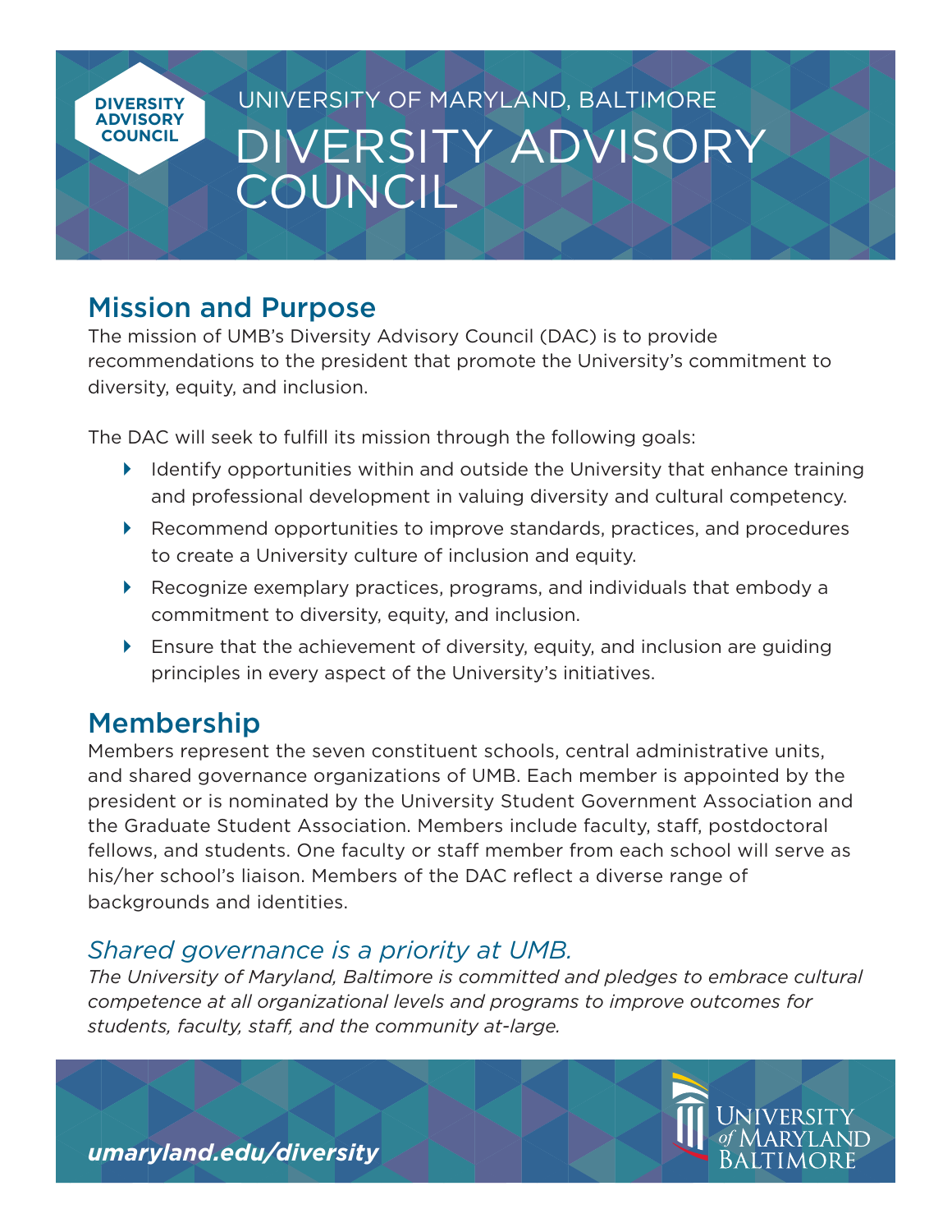UNIVERSITY OF MARYLAND, BALTIMORE

# DIVERSITY ADVISORY COUNCIL

## Mission and Purpose

The mission of UMB's Diversity Advisory Council (DAC) is to provide recommendations to the president that promote the University's commitment to diversity, equity, and inclusion.

The DAC will seek to fulfill its mission through the following goals:

- Identify opportunities within and outside the University that enhance training and professional development in valuing diversity and cultural competency.
- Recommend opportunities to improve standards, practices, and procedures to create a University culture of inclusion and equity.
- Recognize exemplary practices, programs, and individuals that embody a commitment to diversity, equity, and inclusion.
- Ensure that the achievement of diversity, equity, and inclusion are guiding principles in every aspect of the University's initiatives.

## Membership

Members represent the seven constituent schools, central administrative units, and shared governance organizations of UMB. Each member is appointed by the president or is nominated by the University Student Government Association and the Graduate Student Association. Members include faculty, staff, postdoctoral fellows, and students. One faculty or staff member from each school will serve as his/her school's liaison. Members of the DAC reflect a diverse range of backgrounds and identities.

### *Shared governance is a priority at UMB.*

*The University of Maryland, Baltimore is committed and pledges to embrace cultural competence at all organizational levels and programs to improve outcomes for students, faculty, staff, and the community at-large.*

***umaryland.edu/diversity***

UNIVERSITY *of* MARYLAND BALTIMORE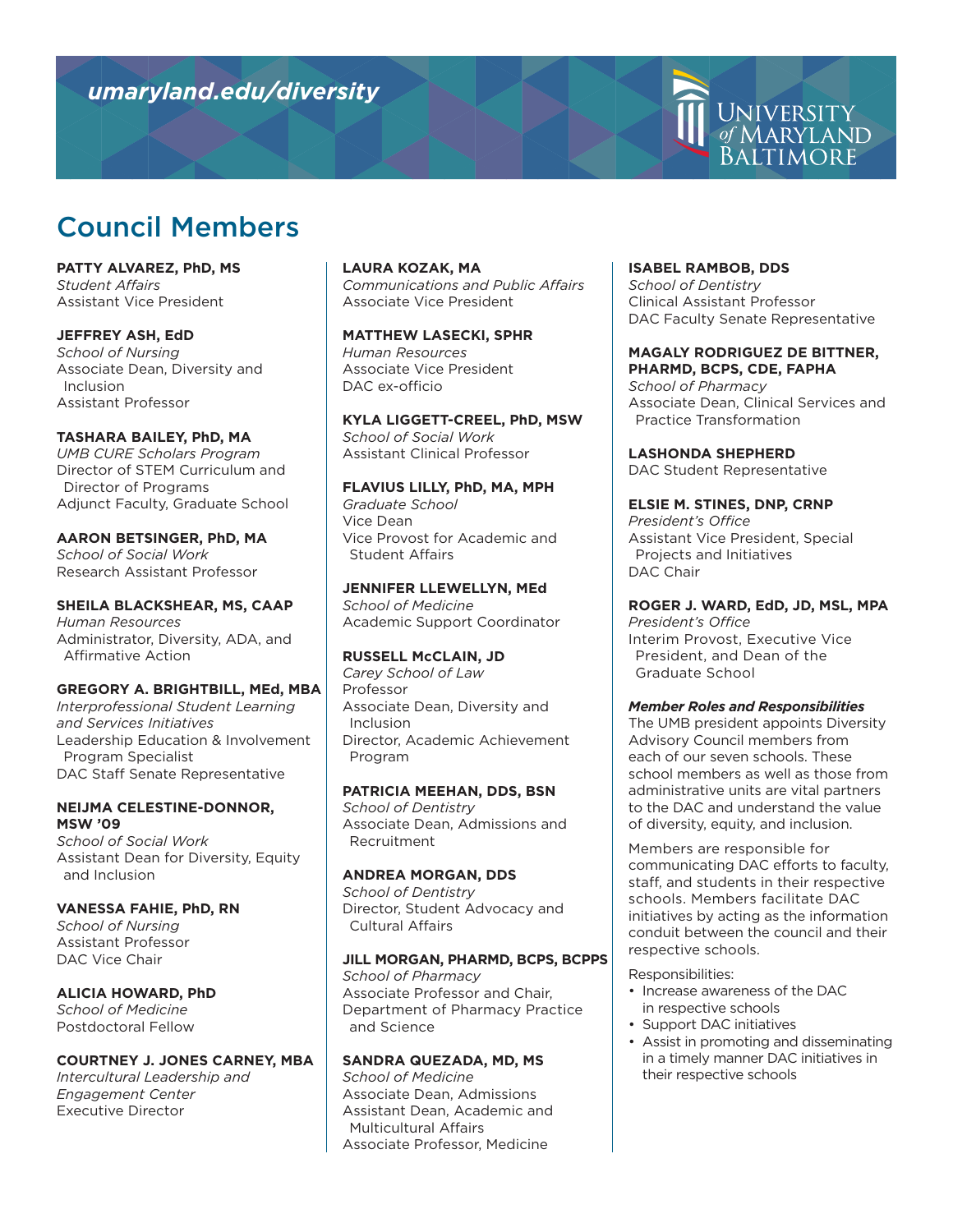umaryland.edu/diversity

University of Maryland Baltimore

# Council Members

**PATTY ALVAREZ, PhD, MS**
*Student Affairs*
Assistant Vice President

**JEFFREY ASH, EdD**
*School of Nursing*
Associate Dean, Diversity and Inclusion
Assistant Professor

**TASHARA BAILEY, PhD, MA**
*UMB CURE Scholars Program*
Director of STEM Curriculum and Director of Programs
Adjunct Faculty, Graduate School

**AARON BETSINGER, PhD, MA**
*School of Social Work*
Research Assistant Professor

**SHEILA BLACKSHEAR, MS, CAAP**
*Human Resources*
Administrator, Diversity, ADA, and Affirmative Action

**GREGORY A. BRIGHTBILL, MEd, MBA**
*Interprofessional Student Learning and Services Initiatives*
Leadership Education & Involvement Program Specialist
DAC Staff Senate Representative

**NEIJMA CELESTINE-DONNOR, MSW '09**
*School of Social Work*
Assistant Dean for Diversity, Equity and Inclusion

**VANESSA FAHIE, PhD, RN**
*School of Nursing*
Assistant Professor
DAC Vice Chair

**ALICIA HOWARD, PhD**
*School of Medicine*
Postdoctoral Fellow

**COURTNEY J. JONES CARNEY, MBA**
*Intercultural Leadership and Engagement Center*
Executive Director

**LAURA KOZAK, MA**
*Communications and Public Affairs*
Associate Vice President

**MATTHEW LASECKI, SPHR**
*Human Resources*
Associate Vice President
DAC ex-officio

**KYLA LIGGETT-CREEL, PhD, MSW**
*School of Social Work*
Assistant Clinical Professor

**FLAVIUS LILLY, PhD, MA, MPH**
*Graduate School*
Vice Dean
Vice Provost for Academic and Student Affairs

**JENNIFER LLEWELLYN, MEd**
*School of Medicine*
Academic Support Coordinator

**RUSSELL McCLAIN, JD**
*Carey School of Law*
Professor
Associate Dean, Diversity and Inclusion
Director, Academic Achievement Program

**PATRICIA MEEHAN, DDS, BSN**
*School of Dentistry*
Associate Dean, Admissions and Recruitment

**ANDREA MORGAN, DDS**
*School of Dentistry*
Director, Student Advocacy and Cultural Affairs

**JILL MORGAN, PHARMD, BCPS, BCPPS**
*School of Pharmacy*
Associate Professor and Chair, Department of Pharmacy Practice and Science

**SANDRA QUEZADA, MD, MS**
*School of Medicine*
Associate Dean, Admissions
Assistant Dean, Academic and Multicultural Affairs
Associate Professor, Medicine

**ISABEL RAMBOB, DDS**
*School of Dentistry*
Clinical Assistant Professor
DAC Faculty Senate Representative

**MAGALY RODRIGUEZ DE BITTNER, PHARMD, BCPS, CDE, FAPHA**
*School of Pharmacy*
Associate Dean, Clinical Services and Practice Transformation

**LASHONDA SHEPHERD**
DAC Student Representative

**ELSIE M. STINES, DNP, CRNP**
*President's Office*
Assistant Vice President, Special Projects and Initiatives
DAC Chair

**ROGER J. WARD, EdD, JD, MSL, MPA**
*President's Office*
Interim Provost, Executive Vice President, and Dean of the Graduate School

***Member Roles and Responsibilities***

The UMB president appoints Diversity Advisory Council members from each of our seven schools. These school members as well as those from administrative units are vital partners to the DAC and understand the value of diversity, equity, and inclusion.

Members are responsible for communicating DAC efforts to faculty, staff, and students in their respective schools. Members facilitate DAC initiatives by acting as the information conduit between the council and their respective schools.

Responsibilities:

- Increase awareness of the DAC in respective schools
- Support DAC initiatives
- Assist in promoting and disseminating in a timely manner DAC initiatives in their respective schools